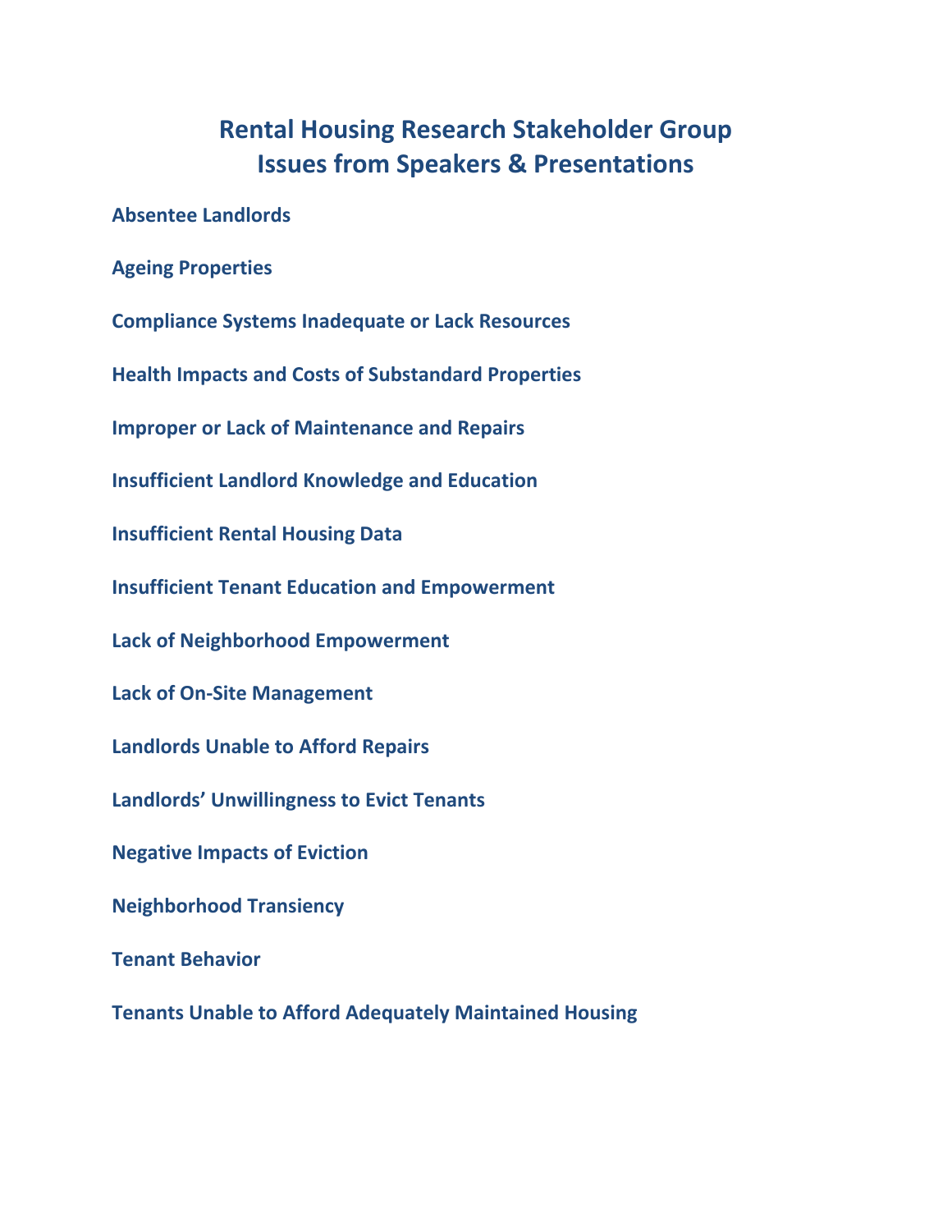# Rental Housing Research Stakeholder Group
# Issues from Speakers & Presentations

**Absentee Landlords**

**Ageing Properties**

**Compliance Systems Inadequate or Lack Resources**

**Health Impacts and Costs of Substandard Properties**

**Improper or Lack of Maintenance and Repairs**

**Insufficient Landlord Knowledge and Education**

**Insufficient Rental Housing Data**

**Insufficient Tenant Education and Empowerment**

**Lack of Neighborhood Empowerment**

**Lack of On-Site Management**

**Landlords Unable to Afford Repairs**

**Landlords' Unwillingness to Evict Tenants**

**Negative Impacts of Eviction**

**Neighborhood Transiency**

**Tenant Behavior**

**Tenants Unable to Afford Adequately Maintained Housing**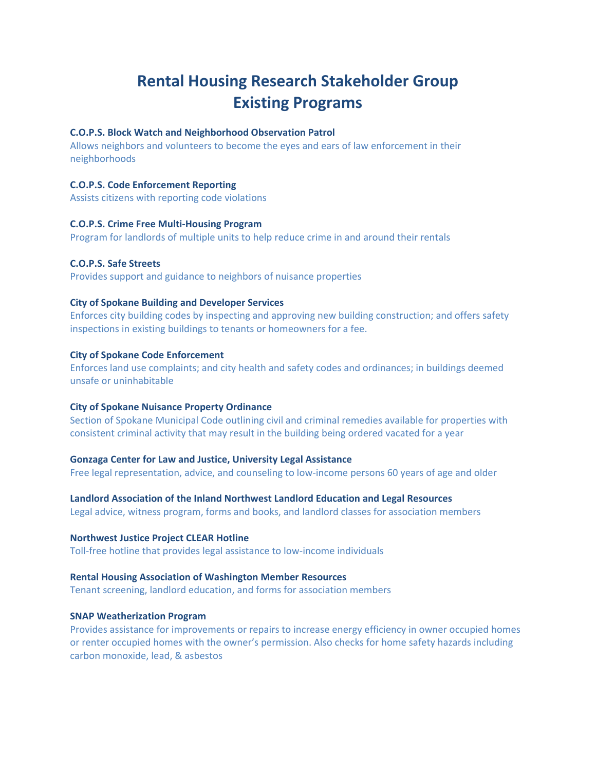# Rental Housing Research Stakeholder Group
# Existing Programs

**C.O.P.S. Block Watch and Neighborhood Observation Patrol**
Allows neighbors and volunteers to become the eyes and ears of law enforcement in their neighborhoods

**C.O.P.S. Code Enforcement Reporting**
Assists citizens with reporting code violations

**C.O.P.S. Crime Free Multi-Housing Program**
Program for landlords of multiple units to help reduce crime in and around their rentals

**C.O.P.S. Safe Streets**
Provides support and guidance to neighbors of nuisance properties

**City of Spokane Building and Developer Services**
Enforces city building codes by inspecting and approving new building construction; and offers safety inspections in existing buildings to tenants or homeowners for a fee.

**City of Spokane Code Enforcement**
Enforces land use complaints; and city health and safety codes and ordinances; in buildings deemed unsafe or uninhabitable

**City of Spokane Nuisance Property Ordinance**
Section of Spokane Municipal Code outlining civil and criminal remedies available for properties with consistent criminal activity that may result in the building being ordered vacated for a year

**Gonzaga Center for Law and Justice, University Legal Assistance**
Free legal representation, advice, and counseling to low-income persons 60 years of age and older

**Landlord Association of the Inland Northwest Landlord Education and Legal Resources**
Legal advice, witness program, forms and books, and landlord classes for association members

**Northwest Justice Project CLEAR Hotline**
Toll-free hotline that provides legal assistance to low-income individuals

**Rental Housing Association of Washington Member Resources**
Tenant screening, landlord education, and forms for association members

**SNAP Weatherization Program**
Provides assistance for improvements or repairs to increase energy efficiency in owner occupied homes or renter occupied homes with the owner's permission. Also checks for home safety hazards including carbon monoxide, lead, & asbestos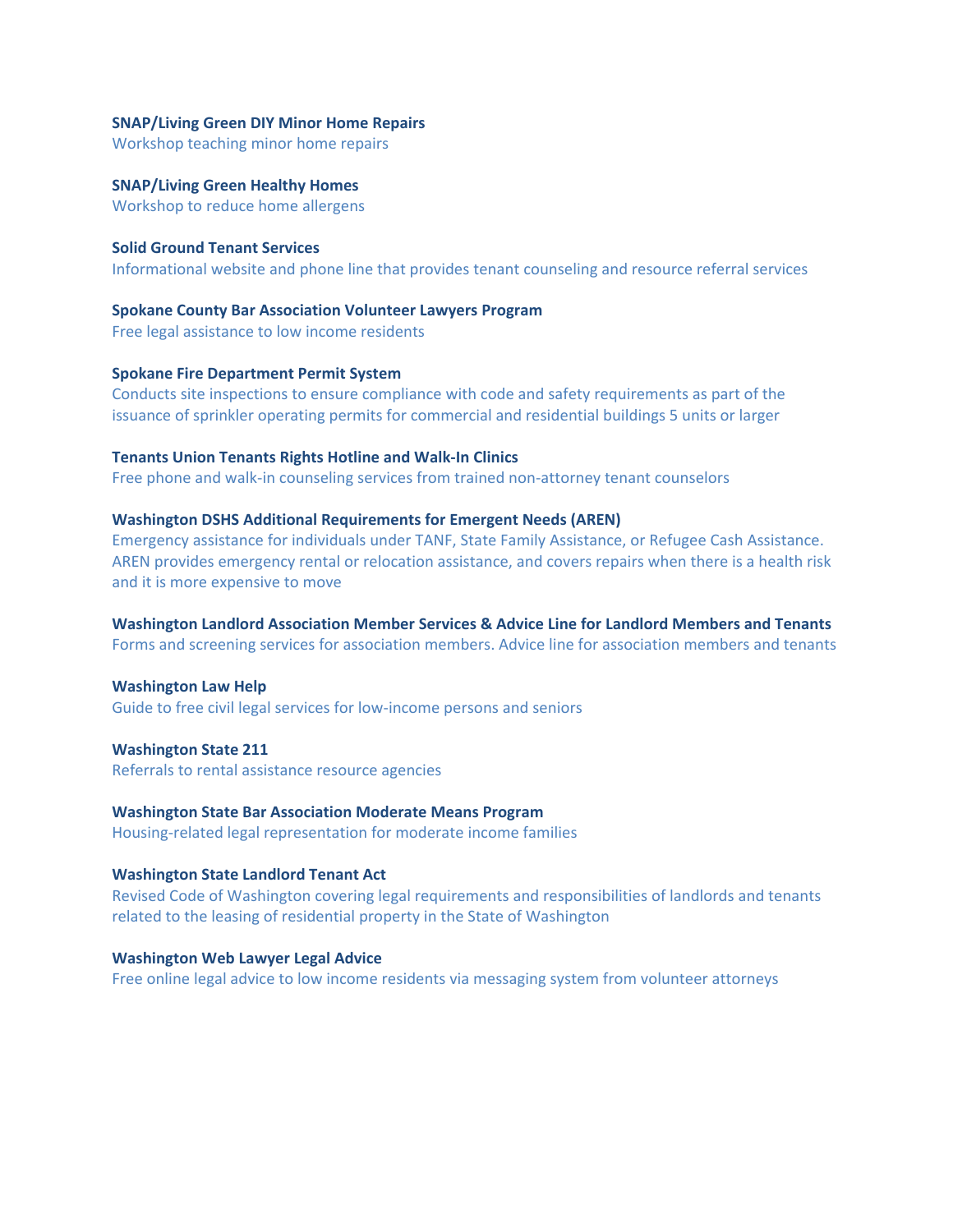**SNAP/Living Green DIY Minor Home Repairs**
Workshop teaching minor home repairs

**SNAP/Living Green Healthy Homes**
Workshop to reduce home allergens

**Solid Ground Tenant Services**
Informational website and phone line that provides tenant counseling and resource referral services

**Spokane County Bar Association Volunteer Lawyers Program**
Free legal assistance to low income residents

**Spokane Fire Department Permit System**
Conducts site inspections to ensure compliance with code and safety requirements as part of the issuance of sprinkler operating permits for commercial and residential buildings 5 units or larger

**Tenants Union Tenants Rights Hotline and Walk-In Clinics**
Free phone and walk-in counseling services from trained non-attorney tenant counselors

**Washington DSHS Additional Requirements for Emergent Needs (AREN)**
Emergency assistance for individuals under TANF, State Family Assistance, or Refugee Cash Assistance. AREN provides emergency rental or relocation assistance, and covers repairs when there is a health risk and it is more expensive to move

**Washington Landlord Association Member Services & Advice Line for Landlord Members and Tenants**
Forms and screening services for association members. Advice line for association members and tenants

**Washington Law Help**
Guide to free civil legal services for low-income persons and seniors

**Washington State 211**
Referrals to rental assistance resource agencies

**Washington State Bar Association Moderate Means Program**
Housing-related legal representation for moderate income families

**Washington State Landlord Tenant Act**
Revised Code of Washington covering legal requirements and responsibilities of landlords and tenants related to the leasing of residential property in the State of Washington

**Washington Web Lawyer Legal Advice**
Free online legal advice to low income residents via messaging system from volunteer attorneys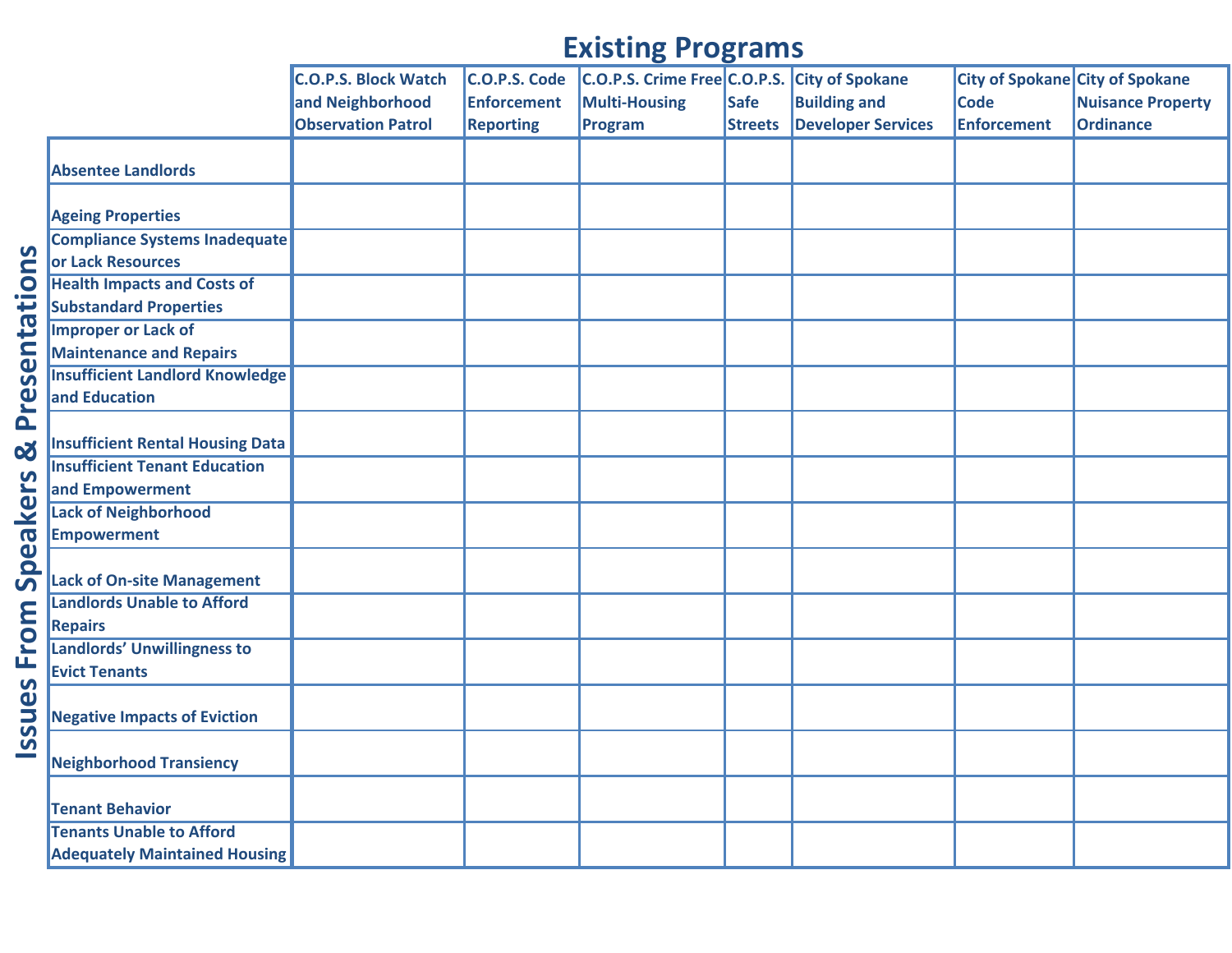## Existing Programs

**Issues From Speakers & Presentations**

| | C.O.P.S. Block Watch and Neighborhood Observation Patrol | C.O.P.S. Code Enforcement Reporting | C.O.P.S. Crime Free Multi-Housing Program | C.O.P.S. Safe Streets | City of Spokane Building and Developer Services | City of Spokane Code Enforcement | City of Spokane Nuisance Property Ordinance |
|---|---|---|---|---|---|---|---|
| Absentee Landlords | | | | | | | |
| Ageing Properties | | | | | | | |
| Compliance Systems Inadequate or Lack Resources | | | | | | | |
| Health Impacts and Costs of Substandard Properties | | | | | | | |
| Improper or Lack of Maintenance and Repairs | | | | | | | |
| Insufficient Landlord Knowledge and Education | | | | | | | |
| Insufficient Rental Housing Data | | | | | | | |
| Insufficient Tenant Education and Empowerment | | | | | | | |
| Lack of Neighborhood Empowerment | | | | | | | |
| Lack of On-site Management | | | | | | | |
| Landlords Unable to Afford Repairs | | | | | | | |
| Landlords’ Unwillingness to Evict Tenants | | | | | | | |
| Negative Impacts of Eviction | | | | | | | |
| Neighborhood Transiency | | | | | | | |
| Tenant Behavior | | | | | | | |
| Tenants Unable to Afford Adequately Maintained Housing | | | | | | | |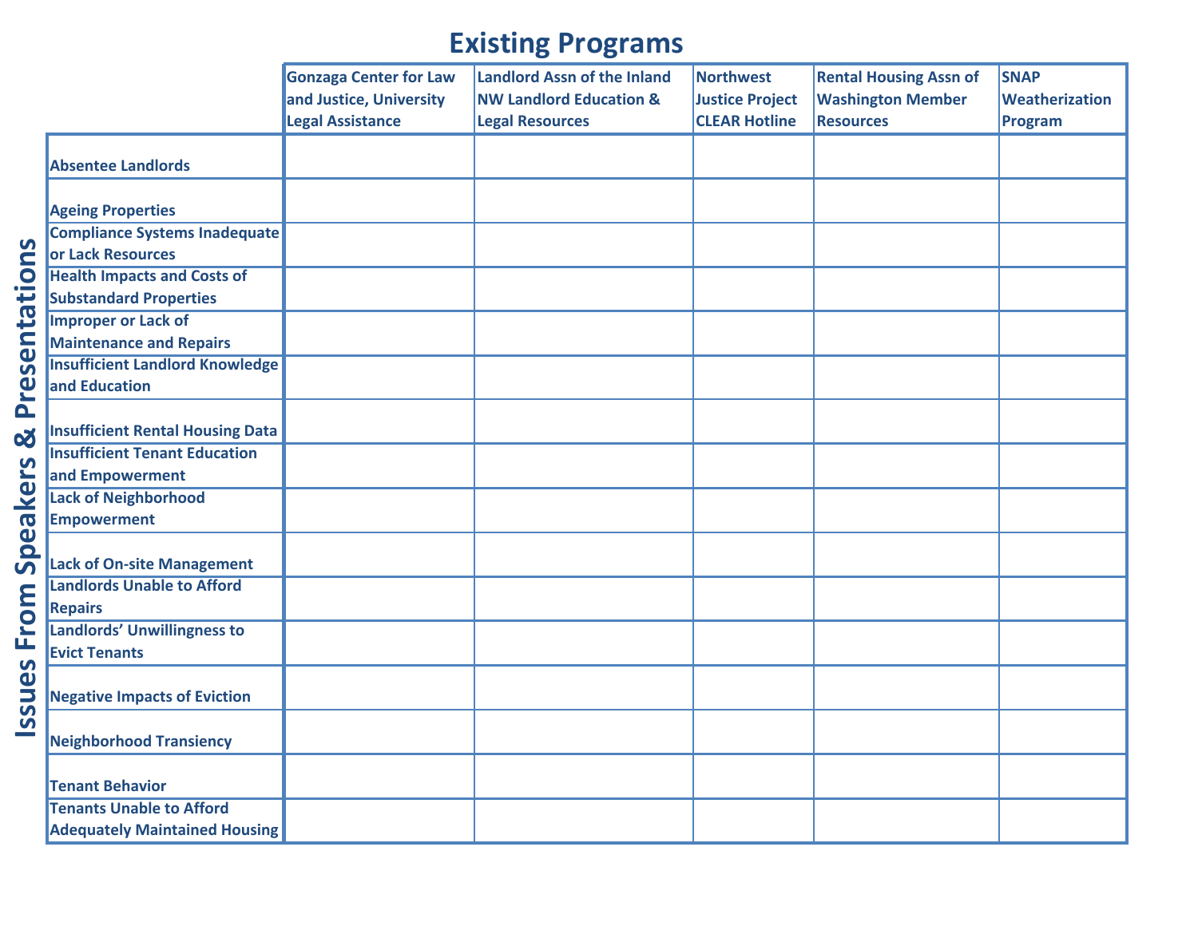# Existing Programs

**Issues From Speakers & Presentations**

| | Gonzaga Center for Law and Justice, University Legal Assistance | Landlord Assn of the Inland NW Landlord Education & Legal Resources | Northwest Justice Project CLEAR Hotline | Rental Housing Assn of Washington Member Resources | SNAP Weatherization Program |
|---|---|---|---|---|---|
| Absentee Landlords | | | | | |
| Ageing Properties | | | | | |
| Compliance Systems Inadequate or Lack Resources | | | | | |
| Health Impacts and Costs of Substandard Properties | | | | | |
| Improper or Lack of Maintenance and Repairs | | | | | |
| Insufficient Landlord Knowledge and Education | | | | | |
| Insufficient Rental Housing Data | | | | | |
| Insufficient Tenant Education and Empowerment | | | | | |
| Lack of Neighborhood Empowerment | | | | | |
| Lack of On-site Management | | | | | |
| Landlords Unable to Afford Repairs | | | | | |
| Landlords' Unwillingness to Evict Tenants | | | | | |
| Negative Impacts of Eviction | | | | | |
| Neighborhood Transiency | | | | | |
| Tenant Behavior | | | | | |
| Tenants Unable to Afford Adequately Maintained Housing | | | | | |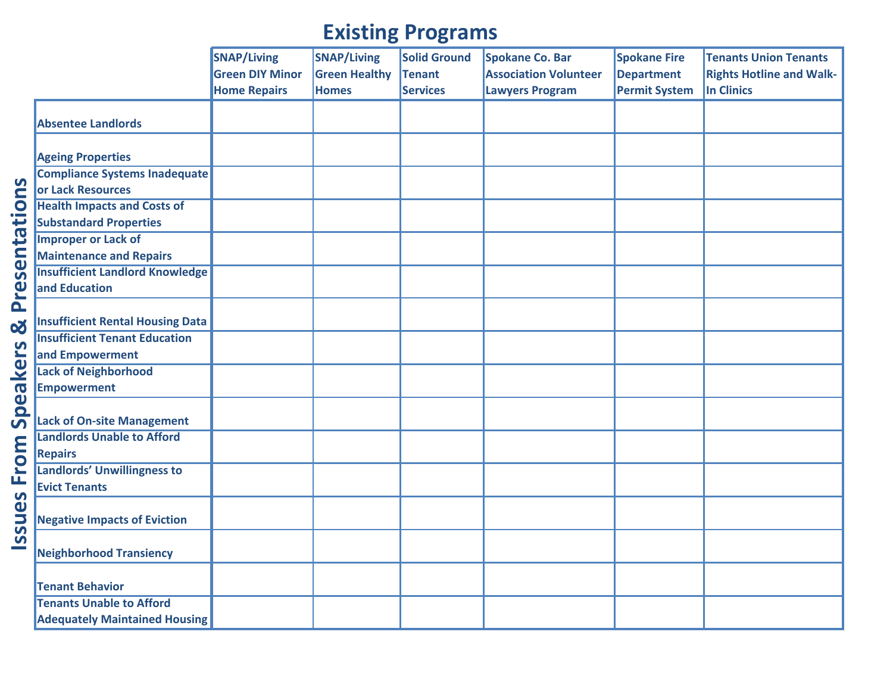## Existing Programs

**Issues From Speakers & Presentations**

| | SNAP/Living Green DIY Minor Home Repairs | SNAP/Living Green Healthy Homes | Solid Ground Tenant Services | Spokane Co. Bar Association Volunteer Lawyers Program | Spokane Fire Department Permit System | Tenants Union Tenants Rights Hotline and Walk-In Clinics |
|---|---|---|---|---|---|---|
| Absentee Landlords | | | | | | |
| Ageing Properties | | | | | | |
| Compliance Systems Inadequate or Lack Resources | | | | | | |
| Health Impacts and Costs of Substandard Properties | | | | | | |
| Improper or Lack of Maintenance and Repairs | | | | | | |
| Insufficient Landlord Knowledge and Education | | | | | | |
| Insufficient Rental Housing Data | | | | | | |
| Insufficient Tenant Education and Empowerment | | | | | | |
| Lack of Neighborhood Empowerment | | | | | | |
| Lack of On-site Management | | | | | | |
| Landlords Unable to Afford Repairs | | | | | | |
| Landlords' Unwillingness to Evict Tenants | | | | | | |
| Negative Impacts of Eviction | | | | | | |
| Neighborhood Transiency | | | | | | |
| Tenant Behavior | | | | | | |
| Tenants Unable to Afford Adequately Maintained Housing | | | | | | |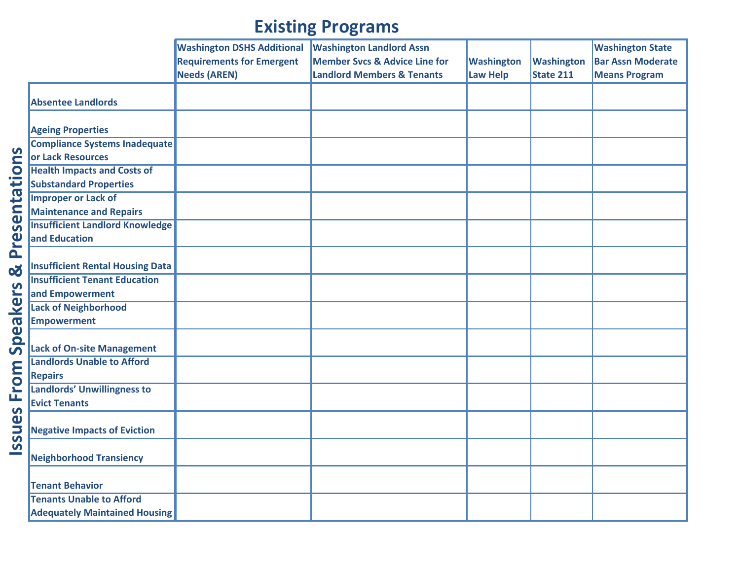# Existing Programs

**Issues From Speakers & Presentations**

| | Washington DSHS Additional Requirements for Emergent Needs (AREN) | Washington Landlord Assn Member Svcs & Advice Line for Landlord Members & Tenants | Washington Law Help | Washington State 211 | Washington State Bar Assn Moderate Means Program |
|---|---|---|---|---|---|
| Absentee Landlords | | | | | |
| Ageing Properties | | | | | |
| Compliance Systems Inadequate or Lack Resources | | | | | |
| Health Impacts and Costs of Substandard Properties | | | | | |
| Improper or Lack of Maintenance and Repairs | | | | | |
| Insufficient Landlord Knowledge and Education | | | | | |
| Insufficient Rental Housing Data | | | | | |
| Insufficient Tenant Education and Empowerment | | | | | |
| Lack of Neighborhood Empowerment | | | | | |
| Lack of On-site Management | | | | | |
| Landlords Unable to Afford Repairs | | | | | |
| Landlords' Unwillingness to Evict Tenants | | | | | |
| Negative Impacts of Eviction | | | | | |
| Neighborhood Transiency | | | | | |
| Tenant Behavior | | | | | |
| Tenants Unable to Afford Adequately Maintained Housing | | | | | |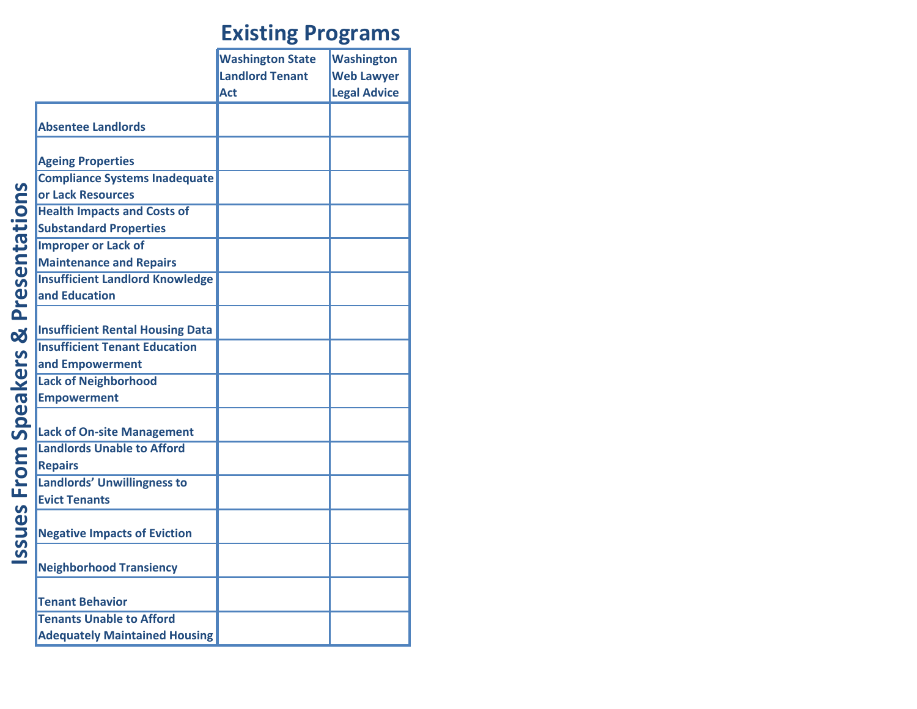## Existing Programs

**Issues From Speakers & Presentations**

| Issues From Speakers & Presentations | Washington State Landlord Tenant Act | Washington Web Lawyer Legal Advice |
|---|---|---|
| Absentee Landlords | | |
| Ageing Properties | | |
| Compliance Systems Inadequate or Lack Resources | | |
| Health Impacts and Costs of Substandard Properties | | |
| Improper or Lack of Maintenance and Repairs | | |
| Insufficient Landlord Knowledge and Education | | |
| Insufficient Rental Housing Data | | |
| Insufficient Tenant Education and Empowerment | | |
| Lack of Neighborhood Empowerment | | |
| Lack of On-site Management | | |
| Landlords Unable to Afford Repairs | | |
| Landlords' Unwillingness to Evict Tenants | | |
| Negative Impacts of Eviction | | |
| Neighborhood Transiency | | |
| Tenant Behavior | | |
| Tenants Unable to Afford Adequately Maintained Housing | | |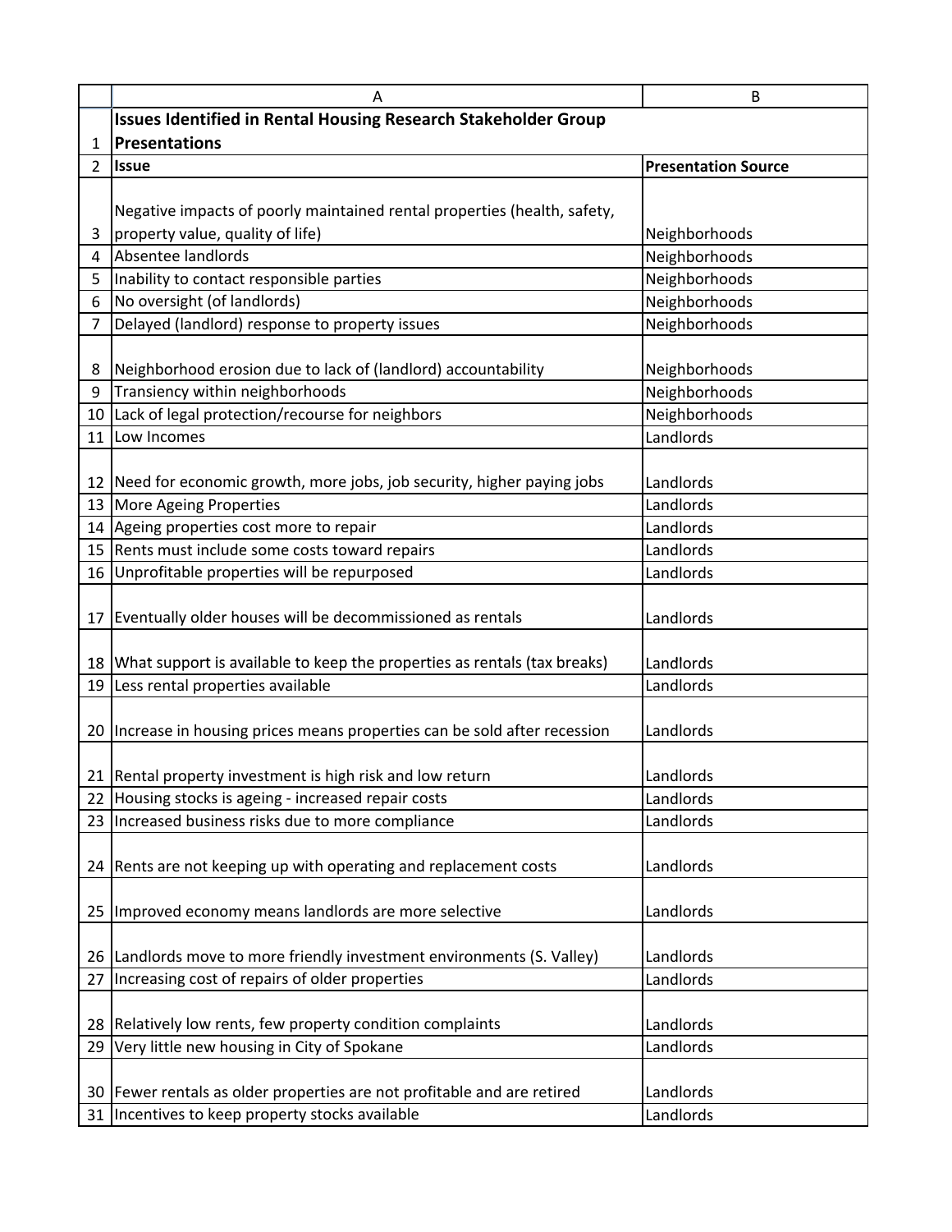|   | A | B |
|---|---|---|
| 1 | **Issues Identified in Rental Housing Research Stakeholder Group Presentations** | |
| 2 | **Issue** | **Presentation Source** |
| 3 | Negative impacts of poorly maintained rental properties (health, safety, property value, quality of life) | Neighborhoods |
| 4 | Absentee landlords | Neighborhoods |
| 5 | Inability to contact responsible parties | Neighborhoods |
| 6 | No oversight (of landlords) | Neighborhoods |
| 7 | Delayed (landlord) response to property issues | Neighborhoods |
| 8 | Neighborhood erosion due to lack of (landlord) accountability | Neighborhoods |
| 9 | Transiency within neighborhoods | Neighborhoods |
| 10 | Lack of legal protection/recourse for neighbors | Neighborhoods |
| 11 | Low Incomes | Landlords |
| 12 | Need for economic growth, more jobs, job security, higher paying jobs | Landlords |
| 13 | More Ageing Properties | Landlords |
| 14 | Ageing properties cost more to repair | Landlords |
| 15 | Rents must include some costs toward repairs | Landlords |
| 16 | Unprofitable properties will be repurposed | Landlords |
| 17 | Eventually older houses will be decommissioned as rentals | Landlords |
| 18 | What support is available to keep the properties as rentals (tax breaks) | Landlords |
| 19 | Less rental properties available | Landlords |
| 20 | Increase in housing prices means properties can be sold after recession | Landlords |
| 21 | Rental property investment is high risk and low return | Landlords |
| 22 | Housing stocks is ageing - increased repair costs | Landlords |
| 23 | Increased business risks due to more compliance | Landlords |
| 24 | Rents are not keeping up with operating and replacement costs | Landlords |
| 25 | Improved economy means landlords are more selective | Landlords |
| 26 | Landlords move to more friendly investment environments (S. Valley) | Landlords |
| 27 | Increasing cost of repairs of older properties | Landlords |
| 28 | Relatively low rents, few property condition complaints | Landlords |
| 29 | Very little new housing in City of Spokane | Landlords |
| 30 | Fewer rentals as older properties are not profitable and are retired | Landlords |
| 31 | Incentives to keep property stocks available | Landlords |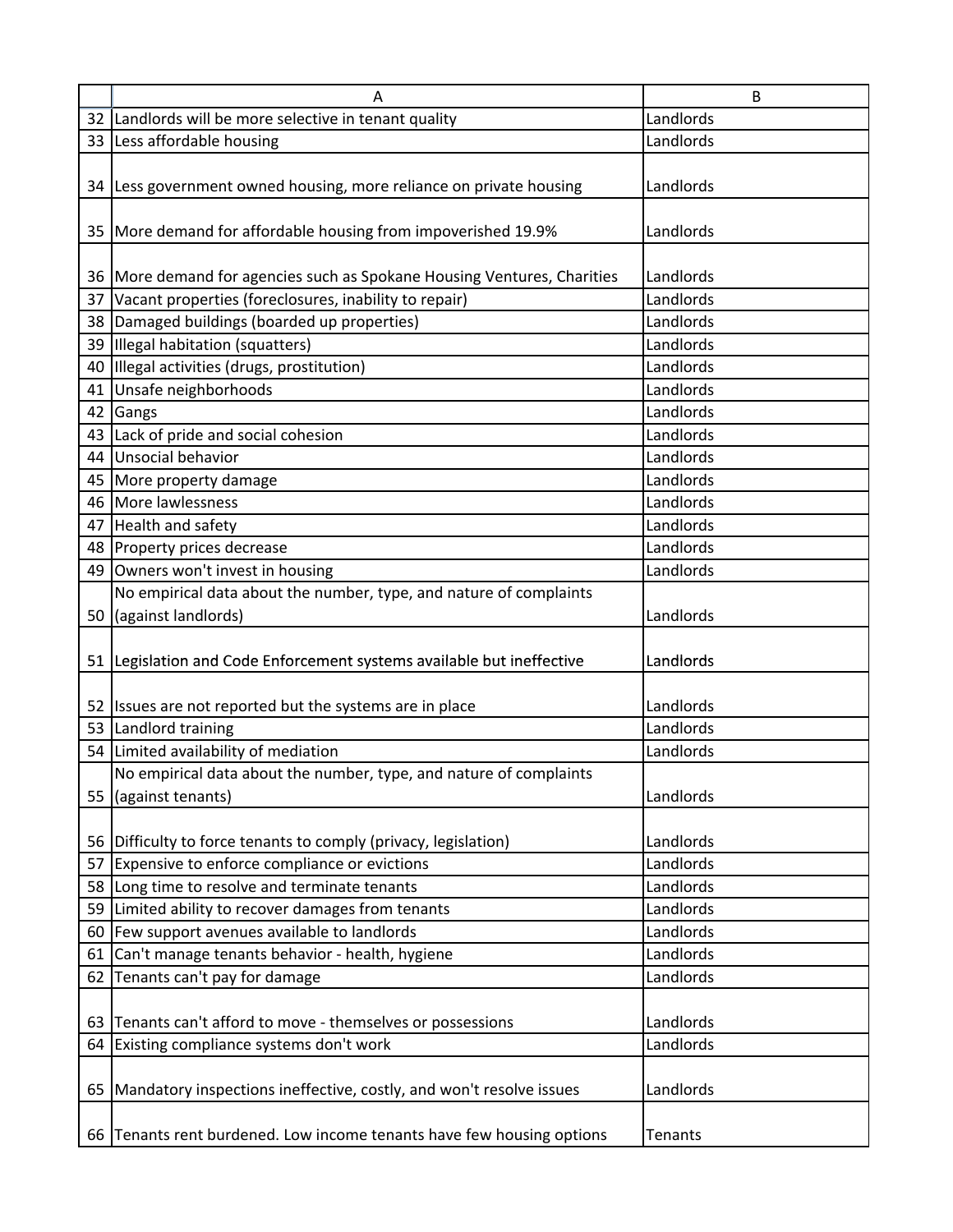| | A | B |
|---|---|---|
| 32 | Landlords will be more selective in tenant quality | Landlords |
| 33 | Less affordable housing | Landlords |
| 34 | Less government owned housing, more reliance on private housing | Landlords |
| 35 | More demand for affordable housing from impoverished 19.9% | Landlords |
| 36 | More demand for agencies such as Spokane Housing Ventures, Charities | Landlords |
| 37 | Vacant properties (foreclosures, inability to repair) | Landlords |
| 38 | Damaged buildings (boarded up properties) | Landlords |
| 39 | Illegal habitation (squatters) | Landlords |
| 40 | Illegal activities (drugs, prostitution) | Landlords |
| 41 | Unsafe neighborhoods | Landlords |
| 42 | Gangs | Landlords |
| 43 | Lack of pride and social cohesion | Landlords |
| 44 | Unsocial behavior | Landlords |
| 45 | More property damage | Landlords |
| 46 | More lawlessness | Landlords |
| 47 | Health and safety | Landlords |
| 48 | Property prices decrease | Landlords |
| 49 | Owners won't invest in housing | Landlords |
| 50 | No empirical data about the number, type, and nature of complaints (against landlords) | Landlords |
| 51 | Legislation and Code Enforcement systems available but ineffective | Landlords |
| 52 | Issues are not reported but the systems are in place | Landlords |
| 53 | Landlord training | Landlords |
| 54 | Limited availability of mediation | Landlords |
| 55 | No empirical data about the number, type, and nature of complaints (against tenants) | Landlords |
| 56 | Difficulty to force tenants to comply (privacy, legislation) | Landlords |
| 57 | Expensive to enforce compliance or evictions | Landlords |
| 58 | Long time to resolve and terminate tenants | Landlords |
| 59 | Limited ability to recover damages from tenants | Landlords |
| 60 | Few support avenues available to landlords | Landlords |
| 61 | Can't manage tenants behavior - health, hygiene | Landlords |
| 62 | Tenants can't pay for damage | Landlords |
| 63 | Tenants can't afford to move - themselves or possessions | Landlords |
| 64 | Existing compliance systems don't work | Landlords |
| 65 | Mandatory inspections ineffective, costly, and won't resolve issues | Landlords |
| 66 | Tenants rent burdened. Low income tenants have few housing options | Tenants |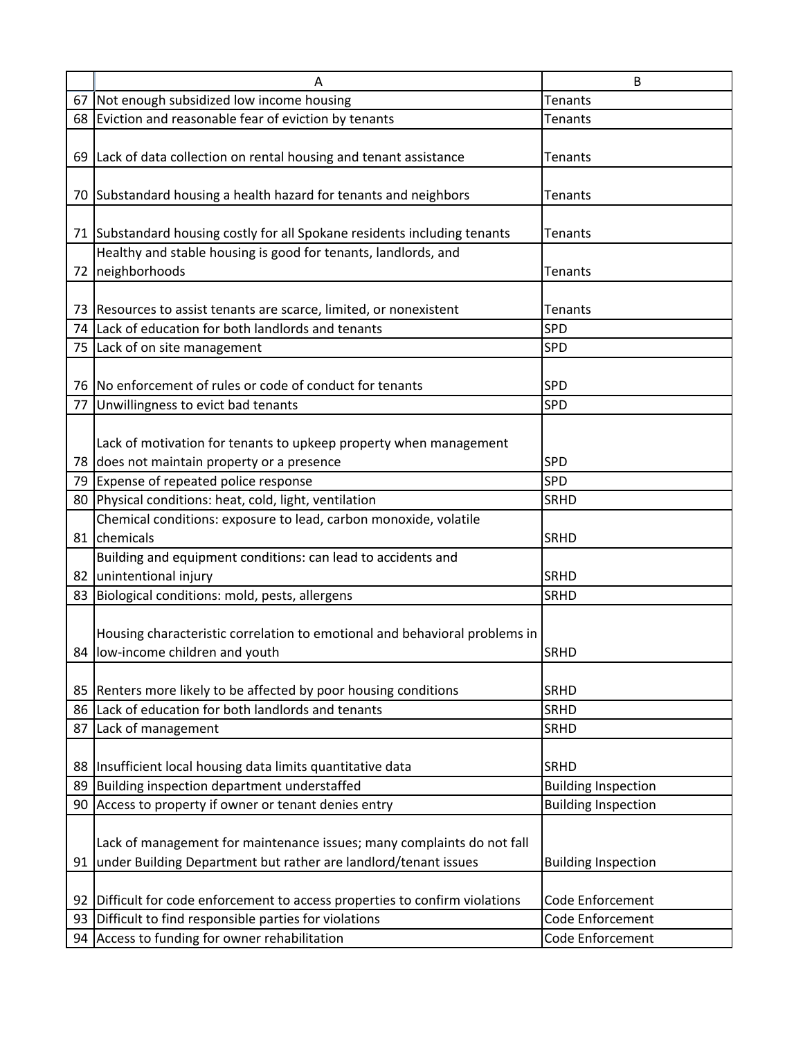| | A | B |
|---|---|---|
| 67 | Not enough subsidized low income housing | Tenants |
| 68 | Eviction and reasonable fear of eviction by tenants | Tenants |
| 69 | Lack of data collection on rental housing and tenant assistance | Tenants |
| 70 | Substandard housing a health hazard for tenants and neighbors | Tenants |
| 71 | Substandard housing costly for all Spokane residents including tenants | Tenants |
| 72 | Healthy and stable housing is good for tenants, landlords, and neighborhoods | Tenants |
| 73 | Resources to assist tenants are scarce, limited, or nonexistent | Tenants |
| 74 | Lack of education for both landlords and tenants | SPD |
| 75 | Lack of on site management | SPD |
| 76 | No enforcement of rules or code of conduct for tenants | SPD |
| 77 | Unwillingness to evict bad tenants | SPD |
| 78 | Lack of motivation for tenants to upkeep property when management does not maintain property or a presence | SPD |
| 79 | Expense of repeated police response | SPD |
| 80 | Physical conditions: heat, cold, light, ventilation | SRHD |
| 81 | Chemical conditions: exposure to lead, carbon monoxide, volatile chemicals | SRHD |
| 82 | Building and equipment conditions: can lead to accidents and unintentional injury | SRHD |
| 83 | Biological conditions: mold, pests, allergens | SRHD |
| 84 | Housing characteristic correlation to emotional and behavioral problems in low-income children and youth | SRHD |
| 85 | Renters more likely to be affected by poor housing conditions | SRHD |
| 86 | Lack of education for both landlords and tenants | SRHD |
| 87 | Lack of management | SRHD |
| 88 | Insufficient local housing data limits quantitative data | SRHD |
| 89 | Building inspection department understaffed | Building Inspection |
| 90 | Access to property if owner or tenant denies entry | Building Inspection |
| 91 | Lack of management for maintenance issues; many complaints do not fall under Building Department but rather are landlord/tenant issues | Building Inspection |
| 92 | Difficult for code enforcement to access properties to confirm violations | Code Enforcement |
| 93 | Difficult to find responsible parties for violations | Code Enforcement |
| 94 | Access to funding for owner rehabilitation | Code Enforcement |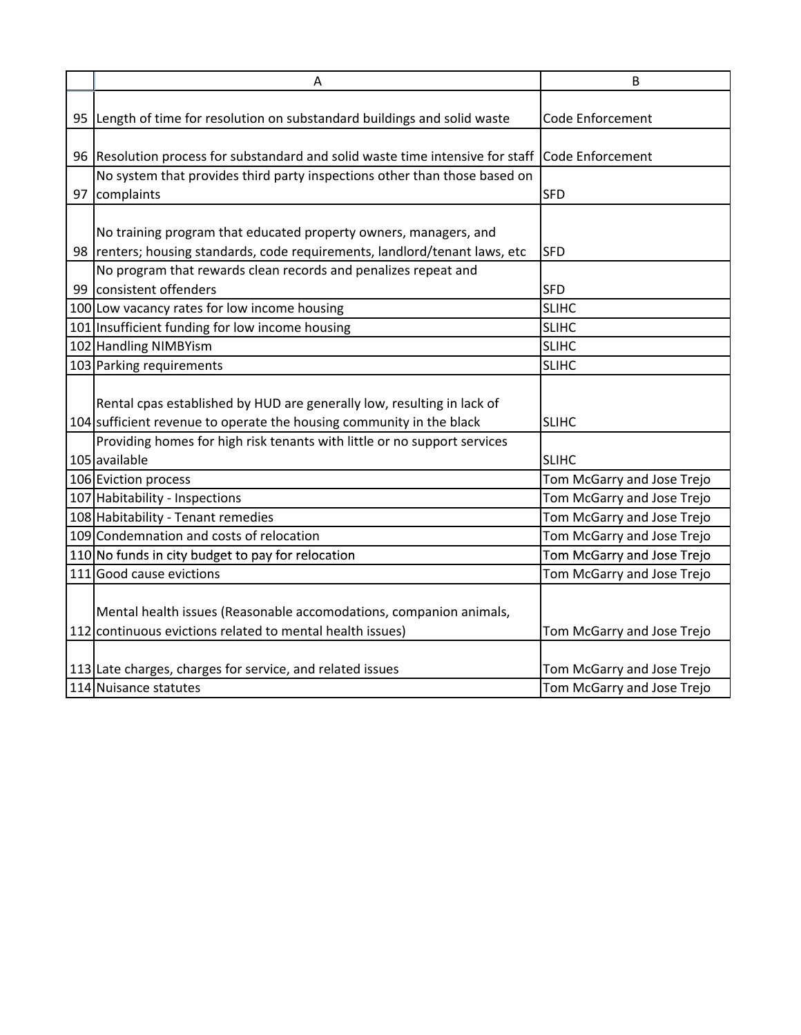| | A | B |
|---|---|---|
| 95 | Length of time for resolution on substandard buildings and solid waste | Code Enforcement |
| 96 | Resolution process for substandard and solid waste time intensive for staff | Code Enforcement |
| 97 | No system that provides third party inspections other than those based on complaints | SFD |
| 98 | No training program that educated property owners, managers, and renters; housing standards, code requirements, landlord/tenant laws, etc | SFD |
| 99 | No program that rewards clean records and penalizes repeat and consistent offenders | SFD |
| 100 | Low vacancy rates for low income housing | SLIHC |
| 101 | Insufficient funding for low income housing | SLIHC |
| 102 | Handling NIMBYism | SLIHC |
| 103 | Parking requirements | SLIHC |
| 104 | Rental cpas established by HUD are generally low, resulting in lack of sufficient revenue to operate the housing community in the black | SLIHC |
| 105 | Providing homes for high risk tenants with little or no support services available | SLIHC |
| 106 | Eviction process | Tom McGarry and Jose Trejo |
| 107 | Habitability - Inspections | Tom McGarry and Jose Trejo |
| 108 | Habitability - Tenant remedies | Tom McGarry and Jose Trejo |
| 109 | Condemnation and costs of relocation | Tom McGarry and Jose Trejo |
| 110 | No funds in city budget to pay for relocation | Tom McGarry and Jose Trejo |
| 111 | Good cause evictions | Tom McGarry and Jose Trejo |
| 112 | Mental health issues (Reasonable accomodations, companion animals, continuous evictions related to mental health issues) | Tom McGarry and Jose Trejo |
| 113 | Late charges, charges for service, and related issues | Tom McGarry and Jose Trejo |
| 114 | Nuisance statutes | Tom McGarry and Jose Trejo |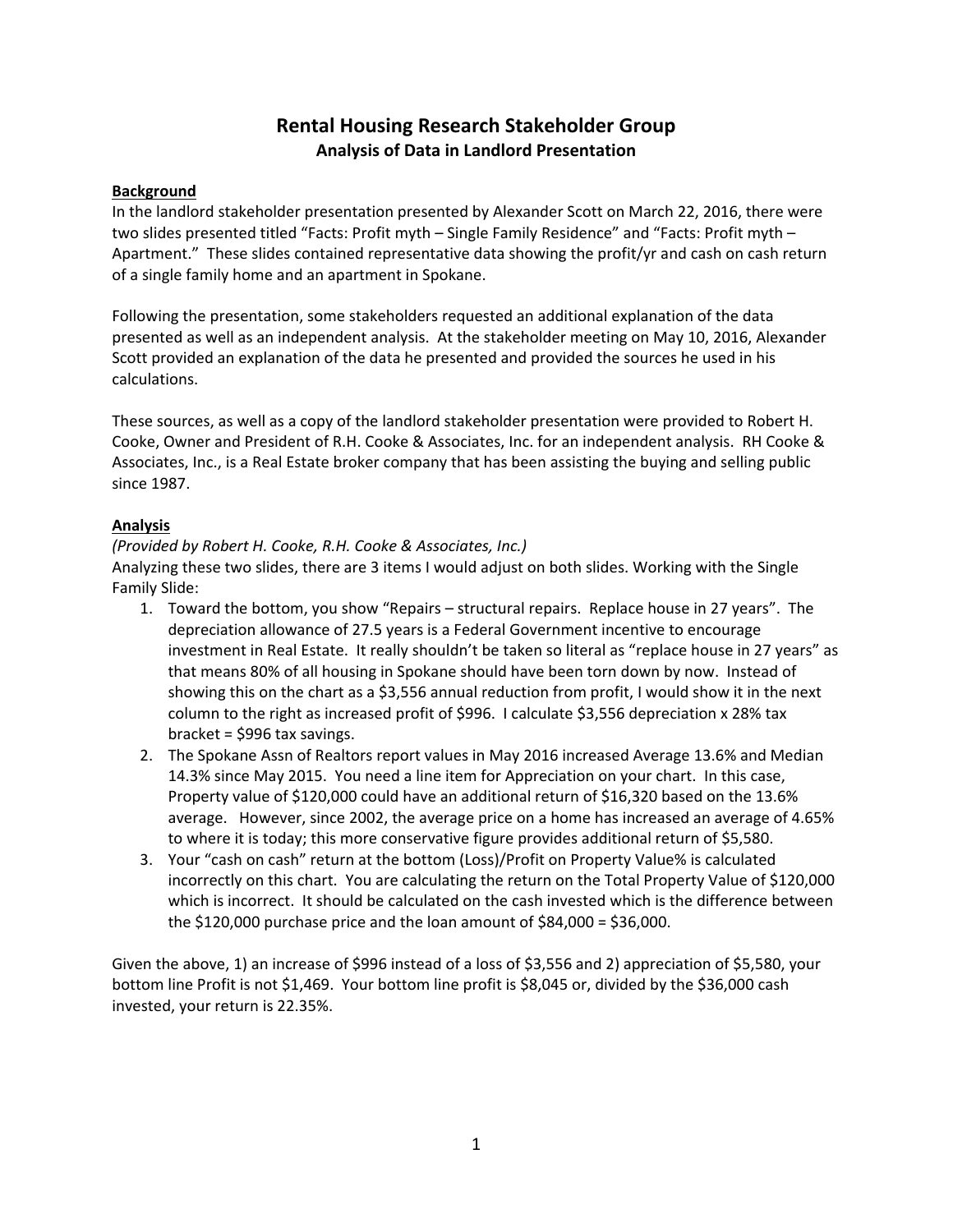# Rental Housing Research Stakeholder Group

## Analysis of Data in Landlord Presentation

**Background**

In the landlord stakeholder presentation presented by Alexander Scott on March 22, 2016, there were two slides presented titled "Facts: Profit myth – Single Family Residence" and "Facts: Profit myth – Apartment." These slides contained representative data showing the profit/yr and cash on cash return of a single family home and an apartment in Spokane.

Following the presentation, some stakeholders requested an additional explanation of the data presented as well as an independent analysis. At the stakeholder meeting on May 10, 2016, Alexander Scott provided an explanation of the data he presented and provided the sources he used in his calculations.

These sources, as well as a copy of the landlord stakeholder presentation were provided to Robert H. Cooke, Owner and President of R.H. Cooke & Associates, Inc. for an independent analysis. RH Cooke & Associates, Inc., is a Real Estate broker company that has been assisting the buying and selling public since 1987.

**Analysis**

*(Provided by Robert H. Cooke, R.H. Cooke & Associates, Inc.)*

Analyzing these two slides, there are 3 items I would adjust on both slides. Working with the Single Family Slide:

1. Toward the bottom, you show "Repairs – structural repairs. Replace house in 27 years". The depreciation allowance of 27.5 years is a Federal Government incentive to encourage investment in Real Estate. It really shouldn't be taken so literal as "replace house in 27 years" as that means 80% of all housing in Spokane should have been torn down by now. Instead of showing this on the chart as a $3,556 annual reduction from profit, I would show it in the next column to the right as increased profit of $996. I calculate $3,556 depreciation x 28% tax bracket = $996 tax savings.
2. The Spokane Assn of Realtors report values in May 2016 increased Average 13.6% and Median 14.3% since May 2015. You need a line item for Appreciation on your chart. In this case, Property value of $120,000 could have an additional return of $16,320 based on the 13.6% average. However, since 2002, the average price on a home has increased an average of 4.65% to where it is today; this more conservative figure provides additional return of $5,580.
3. Your "cash on cash" return at the bottom (Loss)/Profit on Property Value% is calculated incorrectly on this chart. You are calculating the return on the Total Property Value of $120,000 which is incorrect. It should be calculated on the cash invested which is the difference between the $120,000 purchase price and the loan amount of $84,000 = $36,000.

Given the above, 1) an increase of $996 instead of a loss of $3,556 and 2) appreciation of $5,580, your bottom line Profit is not $1,469. Your bottom line profit is $8,045 or, divided by the $36,000 cash invested, your return is 22.35%.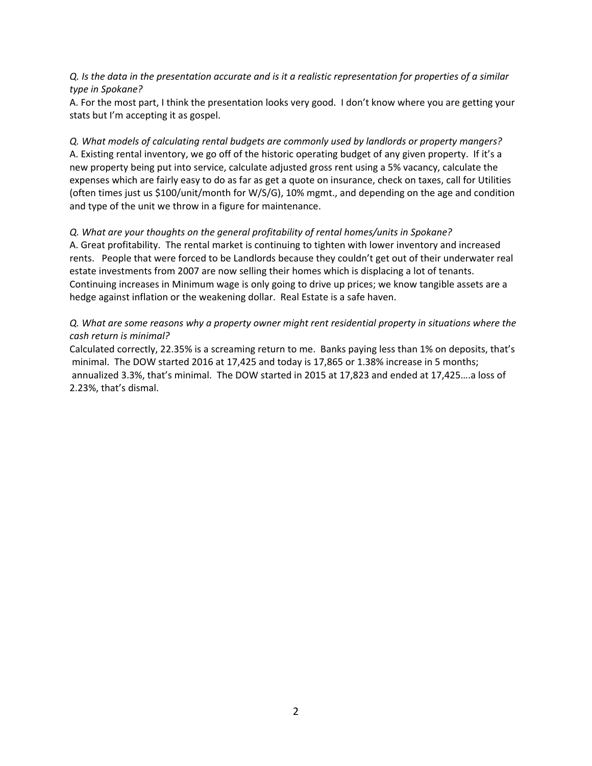*Q. Is the data in the presentation accurate and is it a realistic representation for properties of a similar type in Spokane?*
A. For the most part, I think the presentation looks very good. I don't know where you are getting your stats but I'm accepting it as gospel.

*Q. What models of calculating rental budgets are commonly used by landlords or property mangers?*
A. Existing rental inventory, we go off of the historic operating budget of any given property. If it's a new property being put into service, calculate adjusted gross rent using a 5% vacancy, calculate the expenses which are fairly easy to do as far as get a quote on insurance, check on taxes, call for Utilities (often times just us $100/unit/month for W/S/G), 10% mgmt., and depending on the age and condition and type of the unit we throw in a figure for maintenance.

*Q. What are your thoughts on the general profitability of rental homes/units in Spokane?*
A. Great profitability. The rental market is continuing to tighten with lower inventory and increased rents. People that were forced to be Landlords because they couldn't get out of their underwater real estate investments from 2007 are now selling their homes which is displacing a lot of tenants. Continuing increases in Minimum wage is only going to drive up prices; we know tangible assets are a hedge against inflation or the weakening dollar. Real Estate is a safe haven.

*Q. What are some reasons why a property owner might rent residential property in situations where the cash return is minimal?*
Calculated correctly, 22.35% is a screaming return to me. Banks paying less than 1% on deposits, that's minimal. The DOW started 2016 at 17,425 and today is 17,865 or 1.38% increase in 5 months; annualized 3.3%, that's minimal. The DOW started in 2015 at 17,823 and ended at 17,425….a loss of 2.23%, that's dismal.